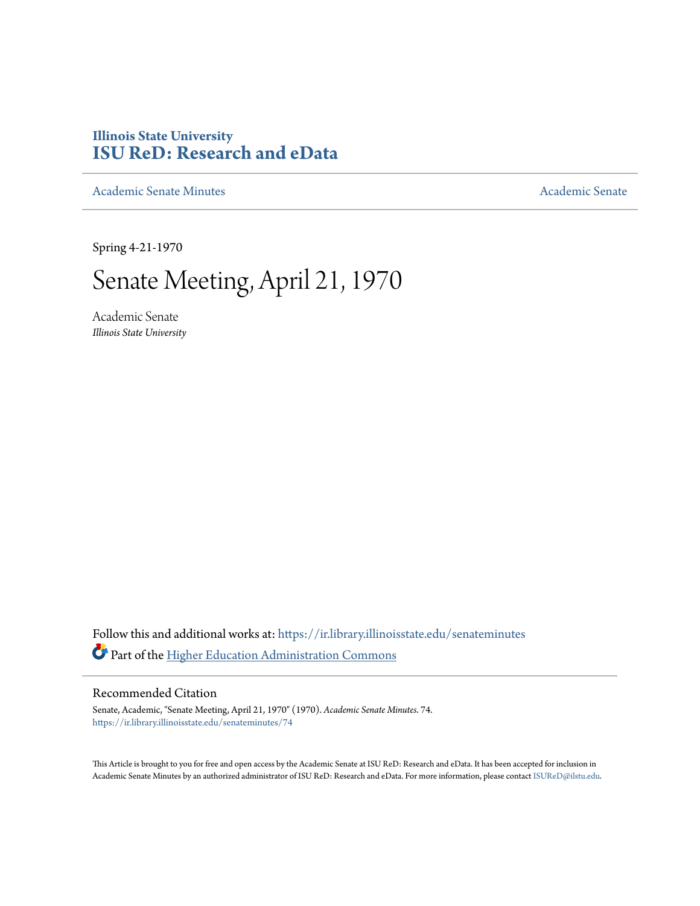Illinois State University
# ISU ReD: Research and eData

Academic Senate Minutes

Academic Senate

Spring 4-21-1970

# Senate Meeting, April 21, 1970

Academic Senate
*Illinois State University*

Follow this and additional works at: https://ir.library.illinoisstate.edu/senateminutes

Part of the Higher Education Administration Commons

## Recommended Citation

Senate, Academic, "Senate Meeting, April 21, 1970" (1970). *Academic Senate Minutes*. 74.
https://ir.library.illinoisstate.edu/senateminutes/74

This Article is brought to you for free and open access by the Academic Senate at ISU ReD: Research and eData. It has been accepted for inclusion in Academic Senate Minutes by an authorized administrator of ISU ReD: Research and eData. For more information, please contact ISUReD@ilstu.edu.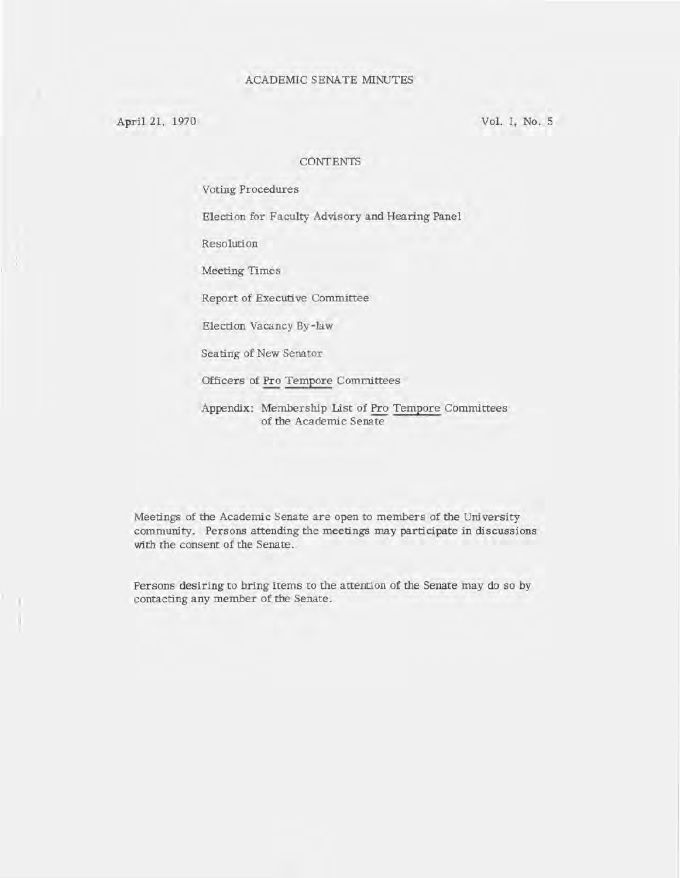# ACADEMIC SENATE MINUTES

April 21, 1970 Vol. I, No. 5

## CONTENTS

Voting Procedures

Election for Faculty Advisory and Hearing Panel

Resolution

Meeting Times

Report of Executive Committee

Election Vacancy By-law

Seating of New Senator

Officers of Pro Tempore Committees

Appendix: Membership List of Pro Tempore Committees of the Academic Senate

Meetings of the Academic Senate are open to members of the University community. Persons attending the meetings may participate in discussions with the consent of the Senate.

Persons desiring to bring items to the attention of the Senate may do so by contacting any member of the Senate.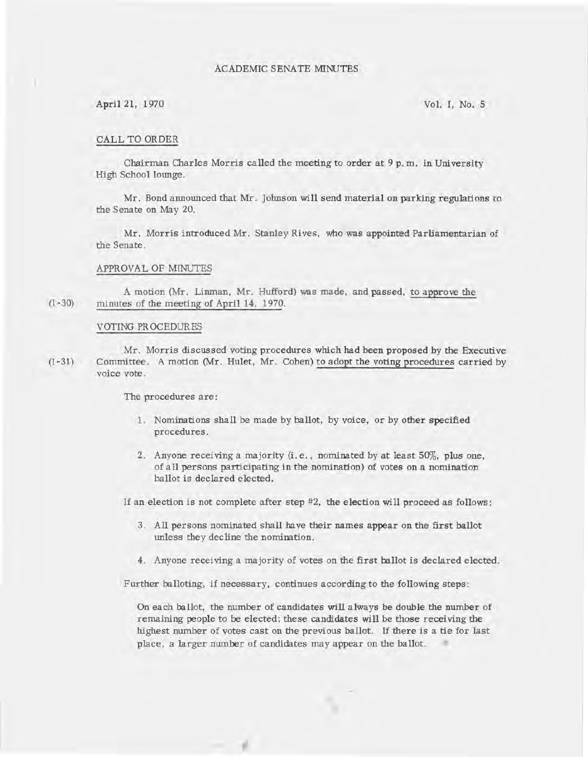# ACADEMIC SENATE MINUTES

April 21, 1970 Vol. I, No. 5

## CALL TO ORDER

Chairman Charles Morris called the meeting to order at 9 p.m. in University High School lounge.

Mr. Bond announced that Mr. Johnson will send material on parking regulations to the Senate on May 20.

Mr. Morris introduced Mr. Stanley Rives, who was appointed Parliamentarian of the Senate.

## APPROVAL OF MINUTES

(I-30) A motion (Mr. Linman, Mr. Hufford) was made, and passed, to approve the minutes of the meeting of April 14, 1970.

## VOTING PROCEDURES

(I-31) Mr. Morris discussed voting procedures which had been proposed by the Executive Committee. A motion (Mr. Hulet, Mr. Cohen) to adopt the voting procedures carried by voice vote.

The procedures are:

1. Nominations shall be made by ballot, by voice, or by other specified procedures.

2. Anyone receiving a majority (i.e., nominated by at least 50%, plus one, of all persons participating in the nomination) of votes on a nomination ballot is declared elected.

If an election is not complete after step #2, the election will proceed as follows:

3. All persons nominated shall have their names appear on the first ballot unless they decline the nomination.

4. Anyone receiving a majority of votes on the first ballot is declared elected.

Further balloting, if necessary, continues according to the following steps:

On each ballot, the number of candidates will always be double the number of remaining people to be elected; these candidates will be those receiving the highest number of votes cast on the previous ballot. If there is a tie for last place, a larger number of candidates may appear on the ballot.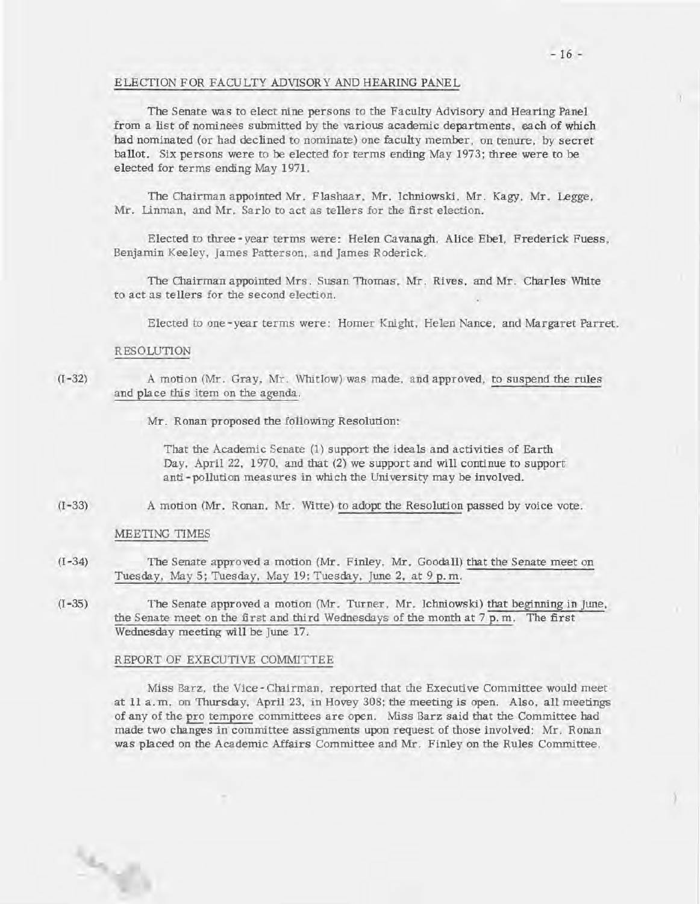## ELECTION FOR FACULTY ADVISORY AND HEARING PANEL

The Senate was to elect nine persons to the Faculty Advisory and Hearing Panel from a list of nominees submitted by the various academic departments, each of which had nominated (or had declined to nominate) one faculty member, on tenure, by secret ballot. Six persons were to be elected for terms ending May 1973; three were to be elected for terms ending May 1971.

The Chairman appointed Mr. Flashaar, Mr. Ichniowski, Mr. Kagy, Mr. Legge, Mr. Linman, and Mr. Sarlo to act as tellers for the first election.

Elected to three-year terms were: Helen Cavanagh, Alice Ebel, Frederick Fuess, Benjamin Keeley, James Patterson, and James Roderick.

The Chairman appointed Mrs. Susan Thomas, Mr. Rives, and Mr. Charles White to act as tellers for the second election.

Elected to one-year terms were: Homer Knight, Helen Nance, and Margaret Parret.

## RESOLUTION

(I-32) A motion (Mr. Gray, Mr. Whitlow) was made, and approved, to suspend the rules and place this item on the agenda.

Mr. Ronan proposed the following Resolution:

> That the Academic Senate (1) support the ideals and activities of Earth Day, April 22, 1970, and that (2) we support and will continue to support anti-pollution measures in which the University may be involved.

(I-33) A motion (Mr. Ronan, Mr. Witte) to adopt the Resolution passed by voice vote.

## MEETING TIMES

(I-34) The Senate approved a motion (Mr. Finley, Mr. Goodall) that the Senate meet on Tuesday, May 5; Tuesday, May 19; Tuesday, June 2, at 9 p.m.

(I-35) The Senate approved a motion (Mr. Turner, Mr. Ichniowski) that beginning in June, the Senate meet on the first and third Wednesdays of the month at 7 p.m. The first Wednesday meeting will be June 17.

## REPORT OF EXECUTIVE COMMITTEE

Miss Barz, the Vice-Chairman, reported that the Executive Committee would meet at 11 a.m. on Thursday, April 23, in Hovey 308; the meeting is open. Also, all meetings of any of the pro tempore committees are open. Miss Barz said that the Committee had made two changes in committee assignments upon request of those involved: Mr. Ronan was placed on the Academic Affairs Committee and Mr. Finley on the Rules Committee.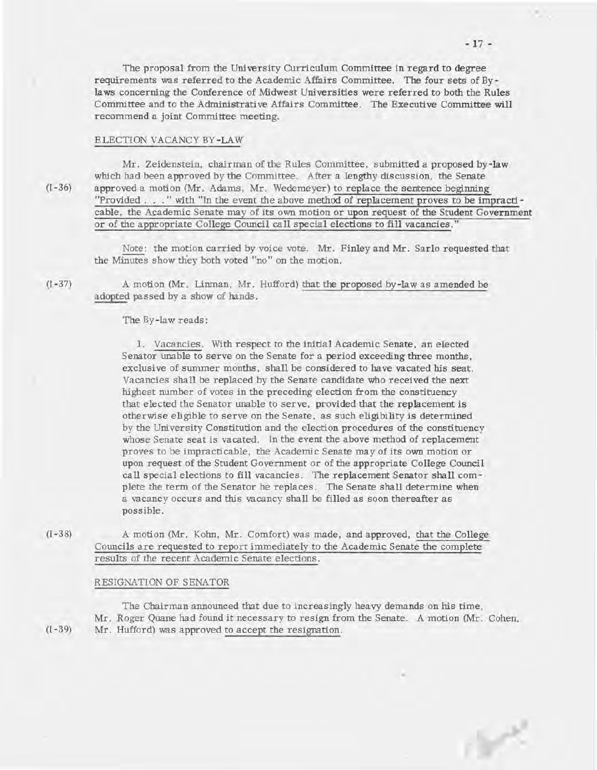The proposal from the University Curriculum Committee in regard to degree requirements was referred to the Academic Affairs Committee. The four sets of By-laws concerning the Conference of Midwest Universities were referred to both the Rules Committee and to the Administrative Affairs Committee. The Executive Committee will recommend a joint Committee meeting.

## ELECTION VACANCY BY-LAW

Mr. Zeidenstein, chairman of the Rules Committee, submitted a proposed by-law which had been approved by the Committee. After a lengthy discussion, the Senate (I-36) approved a motion (Mr. Adams, Mr. Wedemeyer) to replace the sentence beginning "Provided . . ." with "In the event the above method of replacement proves to be impracticable, the Academic Senate may of its own motion or upon request of the Student Government or of the appropriate College Council call special elections to fill vacancies."

Note: the motion carried by voice vote. Mr. Finley and Mr. Sarlo requested that the Minutes show they both voted "no" on the motion.

(I-37) A motion (Mr. Linman, Mr. Hufford) that the proposed by-law as amended be adopted passed by a show of hands.

The By-law reads:

> 1. Vacancies. With respect to the initial Academic Senate, an elected Senator unable to serve on the Senate for a period exceeding three months, exclusive of summer months, shall be considered to have vacated his seat. Vacancies shall be replaced by the Senate candidate who received the next highest number of votes in the preceding election from the constituency that elected the Senator unable to serve, provided that the replacement is otherwise eligible to serve on the Senate, as such eligibility is determined by the University Constitution and the election procedures of the constituency whose Senate seat is vacated. In the event the above method of replacement proves to be impracticable, the Academic Senate may of its own motion or upon request of the Student Government or of the appropriate College Council call special elections to fill vacancies. The replacement Senator shall complete the term of the Senator he replaces. The Senate shall determine when a vacancy occurs and this vacancy shall be filled as soon thereafter as possible.

(I-38) A motion (Mr. Kohn, Mr. Comfort) was made, and approved, that the College Councils are requested to report immediately to the Academic Senate the complete results of the recent Academic Senate elections.

## RESIGNATION OF SENATOR

The Chairman announced that due to increasingly heavy demands on his time, Mr. Roger Quane had found it necessary to resign from the Senate. A motion (Mr. Cohen, (I-39) Mr. Hufford) was approved to accept the resignation.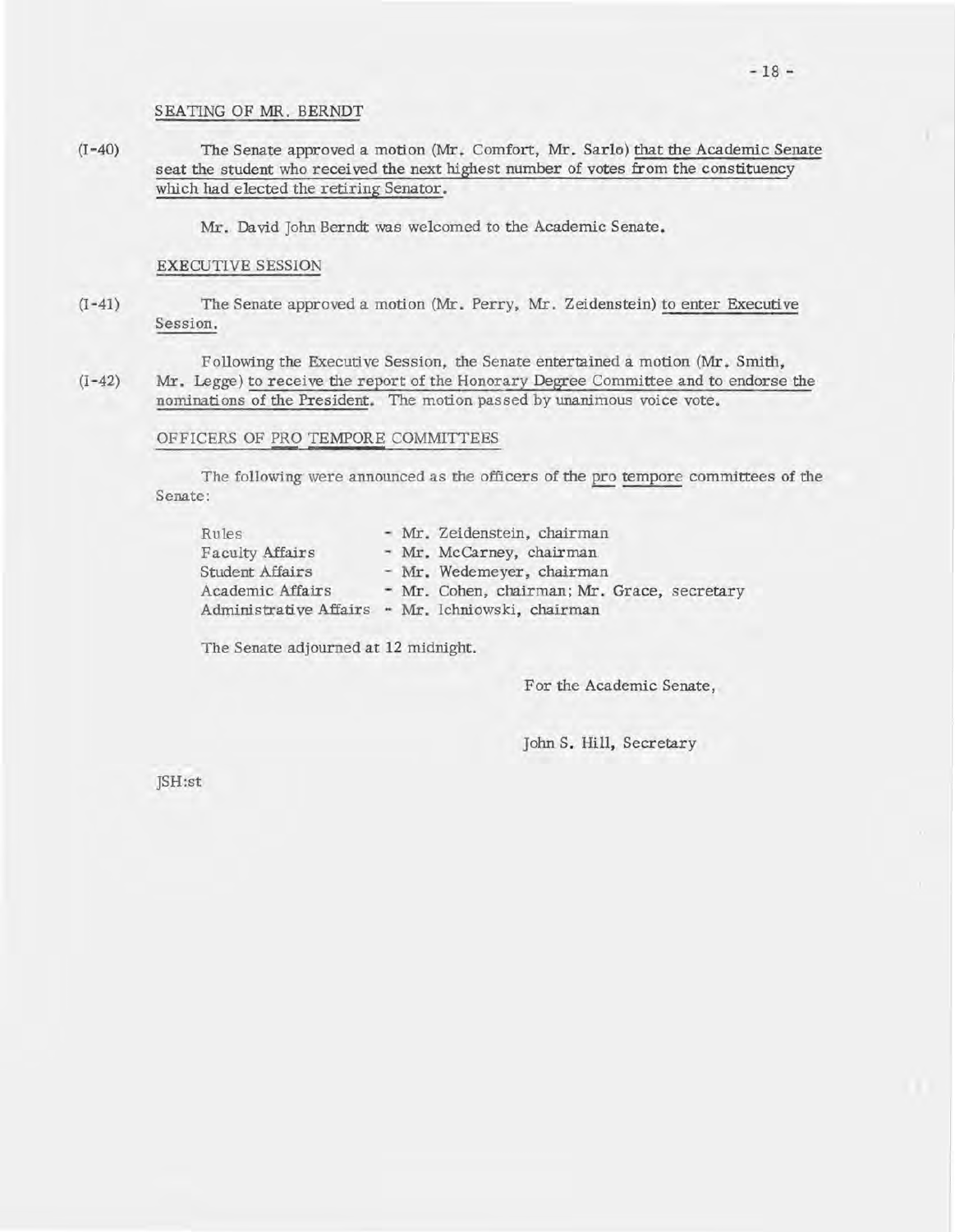SEATING OF MR. BERNDT

(I-40) The Senate approved a motion (Mr. Comfort, Mr. Sarlo) that the Academic Senate seat the student who received the next highest number of votes from the constituency which had elected the retiring Senator.

Mr. David John Berndt was welcomed to the Academic Senate.

EXECUTIVE SESSION

(I-41) The Senate approved a motion (Mr. Perry, Mr. Zeidenstein) to enter Executive Session.

(I-42) Following the Executive Session, the Senate entertained a motion (Mr. Smith, Mr. Legge) to receive the report of the Honorary Degree Committee and to endorse the nominations of the President. The motion passed by unanimous voice vote.

OFFICERS OF PRO TEMPORE COMMITTEES

The following were announced as the officers of the *pro tempore* committees of the Senate:

| | |
|---|---|
| Rules | - Mr. Zeidenstein, chairman |
| Faculty Affairs | - Mr. McCarney, chairman |
| Student Affairs | - Mr. Wedemeyer, chairman |
| Academic Affairs | - Mr. Cohen, chairman; Mr. Grace, secretary |
| Administrative Affairs | - Mr. Ichniowski, chairman |

The Senate adjourned at 12 midnight.

For the Academic Senate,

John S. Hill, Secretary

JSH:st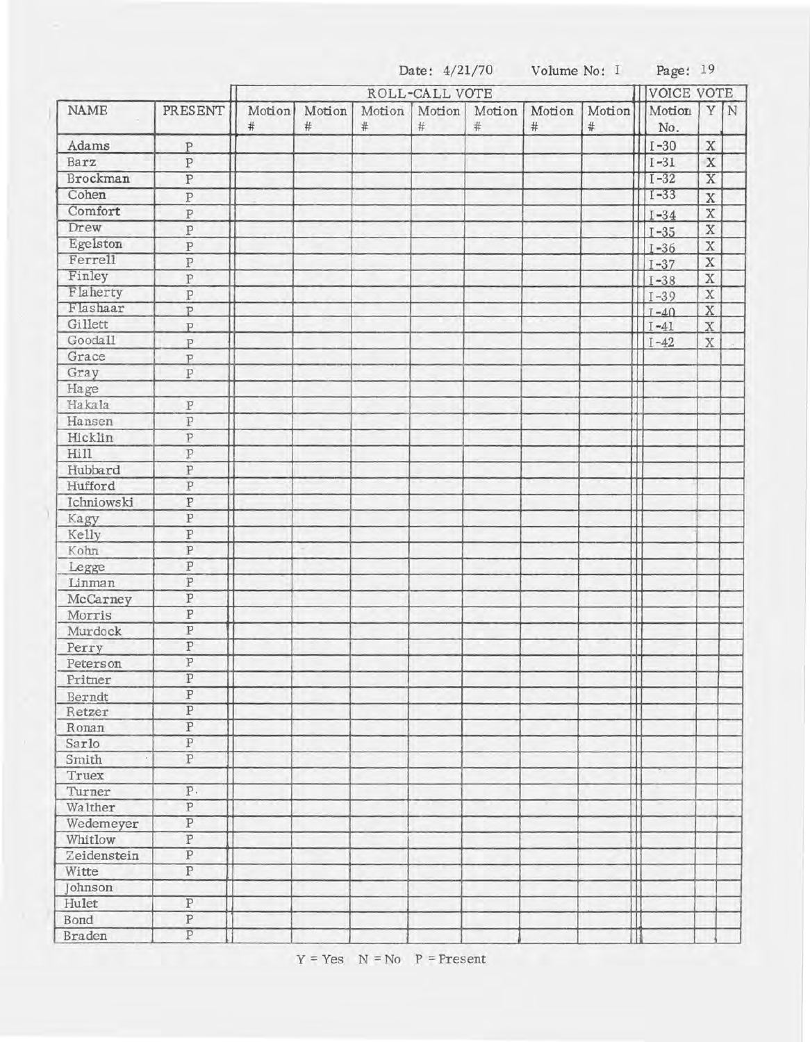Date: 4/21/70 Volume No: I Page: 19

| NAME | PRESENT | ROLL-CALL VOTE | | | | | | | VOICE VOTE | | |
|---|---|---|---|---|---|---|---|---|---|---|---|
| | | Motion # | Motion # | Motion # | Motion # | Motion # | Motion # | Motion # | Motion No. | Y | N |
| Adams | P | | | | | | | | I-30 | X | |
| Barz | P | | | | | | | | I-31 | X | |
| Brockman | P | | | | | | | | I-32 | X | |
| Cohen | P | | | | | | | | I-33 | X | |
| Comfort | P | | | | | | | | I-34 | X | |
| Drew | P | | | | | | | | I-35 | X | |
| Egelston | P | | | | | | | | I-36 | X | |
| Ferrell | P | | | | | | | | I-37 | X | |
| Finley | P | | | | | | | | I-38 | X | |
| Flaherty | P | | | | | | | | I-39 | X | |
| Flashaar | P | | | | | | | | I-40 | X | |
| Gillett | P | | | | | | | | I-41 | X | |
| Goodall | P | | | | | | | | I-42 | X | |
| Grace | P | | | | | | | | | | |
| Gray | P | | | | | | | | | | |
| Hage | | | | | | | | | | | |
| Hakala | P | | | | | | | | | | |
| Hansen | P | | | | | | | | | | |
| Hicklin | P | | | | | | | | | | |
| Hill | P | | | | | | | | | | |
| Hubbard | P | | | | | | | | | | |
| Hufford | P | | | | | | | | | | |
| Ichniowski | P | | | | | | | | | | |
| Kagy | P | | | | | | | | | | |
| Kelly | P | | | | | | | | | | |
| Kohn | P | | | | | | | | | | |
| Legge | P | | | | | | | | | | |
| Linman | P | | | | | | | | | | |
| McCarney | P | | | | | | | | | | |
| Morris | P | | | | | | | | | | |
| Murdock | P | | | | | | | | | | |
| Perry | P | | | | | | | | | | |
| Peterson | P | | | | | | | | | | |
| Pritner | P | | | | | | | | | | |
| Berndt | P | | | | | | | | | | |
| Retzer | P | | | | | | | | | | |
| Ronan | P | | | | | | | | | | |
| Sarlo | P | | | | | | | | | | |
| Smith | P | | | | | | | | | | |
| Truex | | | | | | | | | | | |
| Turner | P | | | | | | | | | | |
| Walther | P | | | | | | | | | | |
| Wedemeyer | P | | | | | | | | | | |
| Whitlow | P | | | | | | | | | | |
| Zeidenstein | P | | | | | | | | | | |
| Witte | P | | | | | | | | | | |
| Johnson | | | | | | | | | | | |
| Hulet | P | | | | | | | | | | |
| Bond | P | | | | | | | | | | |
| Braden | P | | | | | | | | | | |

Y = Yes N = No P = Present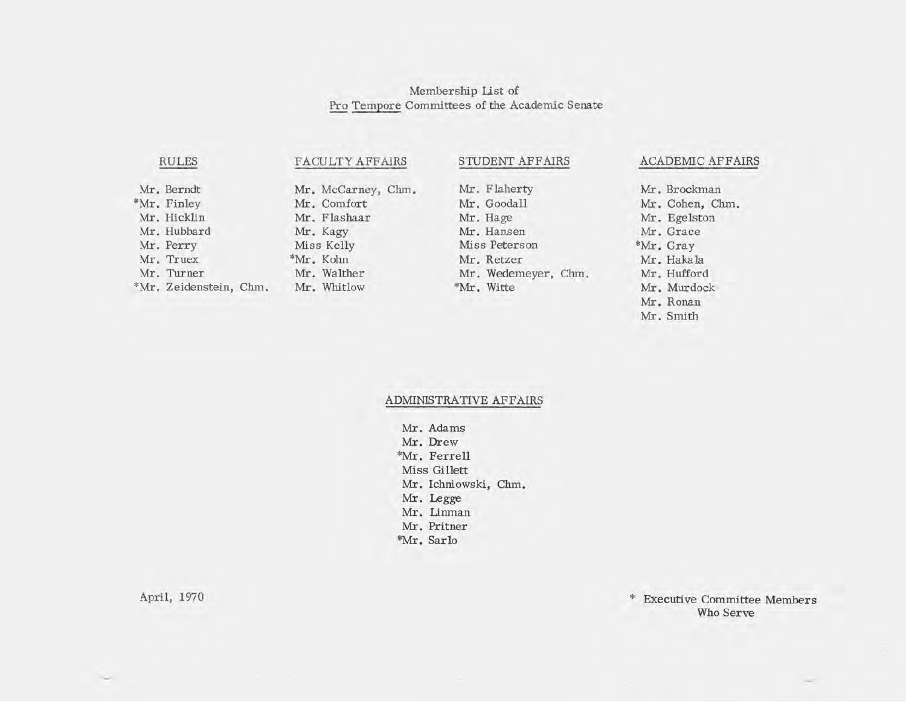# Membership List of
## *Pro Tempore* Committees of the Academic Senate

### RULES

Mr. Berndt
*Mr. Finley
Mr. Hicklin
Mr. Hubbard
Mr. Perry
Mr. Truex
Mr. Turner
*Mr. Zeidenstein, Chm.

### FACULTY AFFAIRS

Mr. McCarney, Chm.
Mr. Comfort
Mr. Flashaar
Mr. Kagy
Miss Kelly
*Mr. Kohn
Mr. Walther
Mr. Whitlow

### STUDENT AFFAIRS

Mr. Flaherty
Mr. Goodall
Mr. Hage
Mr. Hansen
Miss Peterson
Mr. Retzer
Mr. Wedemeyer, Chm.
*Mr. Witte

### ACADEMIC AFFAIRS

Mr. Brockman
Mr. Cohen, Chm.
Mr. Egelston
Mr. Grace
*Mr. Gray
Mr. Hakala
Mr. Hufford
Mr. Murdock
Mr. Ronan
Mr. Smith

### ADMINISTRATIVE AFFAIRS

Mr. Adams
Mr. Drew
*Mr. Ferrell
Miss Gillett
Mr. Ichniowski, Chm.
Mr. Legge
Mr. Linman
Mr. Pritner
*Mr. Sarlo

April, 1970

\* Executive Committee Members Who Serve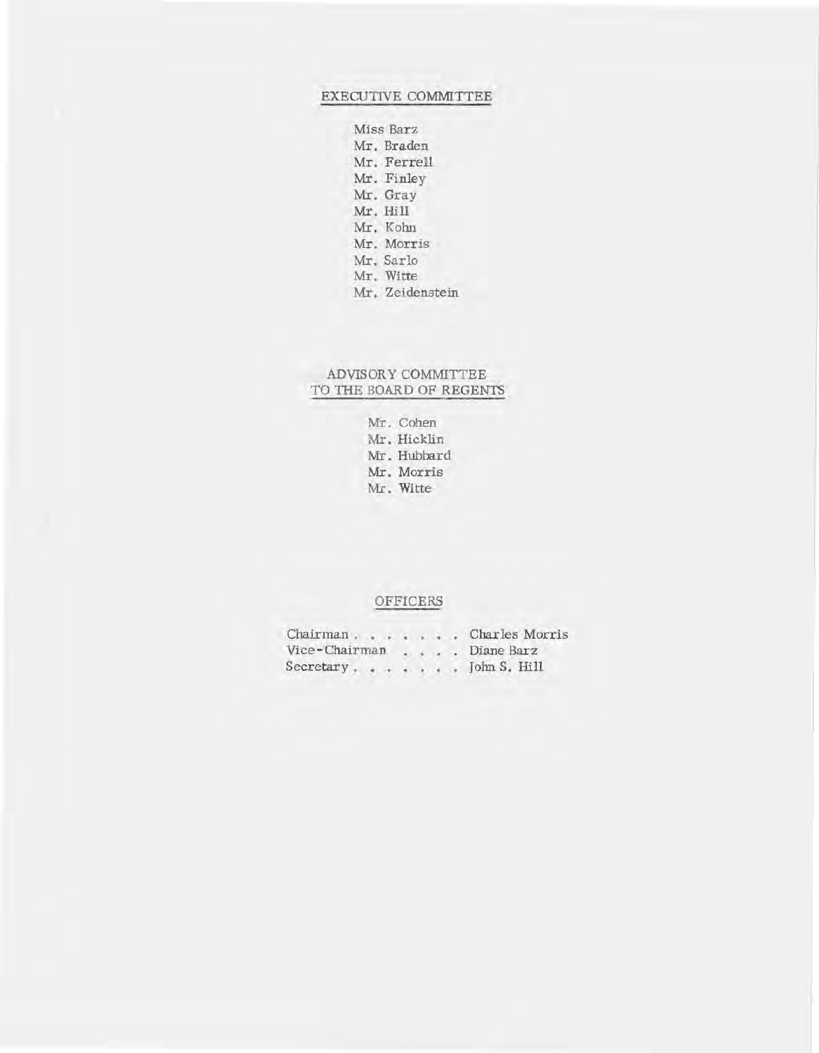## EXECUTIVE COMMITTEE

Miss Barz
Mr. Braden
Mr. Ferrell
Mr. Finley
Mr. Gray
Mr. Hill
Mr. Kohn
Mr. Morris
Mr. Sarlo
Mr. Witte
Mr. Zeidenstein

## ADVISORY COMMITTEE TO THE BOARD OF REGENTS

Mr. Cohen
Mr. Hicklin
Mr. Hubbard
Mr. Morris
Mr. Witte

## OFFICERS

Chairman . . . . . . . . Charles Morris
Vice-Chairman . . . . Diane Barz
Secretary . . . . . . . . John S. Hill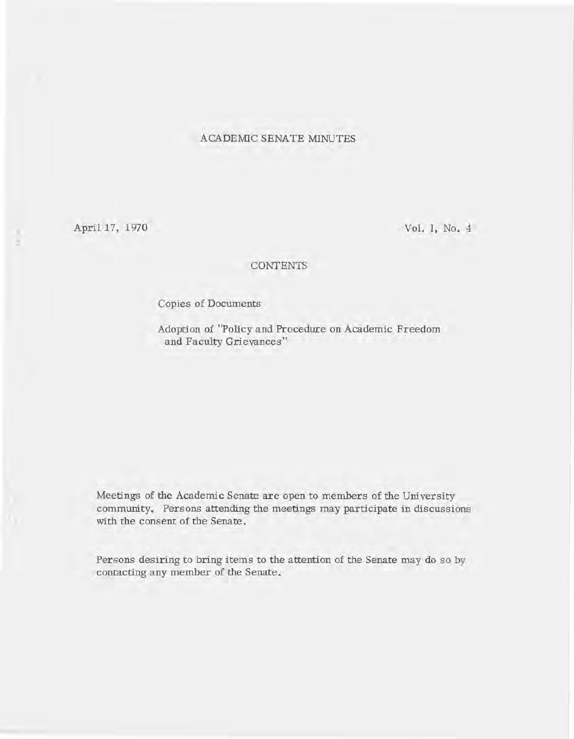# ACADEMIC SENATE MINUTES

April 17, 1970 Vol. 1, No. 4

## CONTENTS

Copies of Documents

Adoption of "Policy and Procedure on Academic Freedom and Faculty Grievances"

Meetings of the Academic Senate are open to members of the University community. Persons attending the meetings may participate in discussions with the consent of the Senate.

Persons desiring to bring items to the attention of the Senate may do so by contacting any member of the Senate.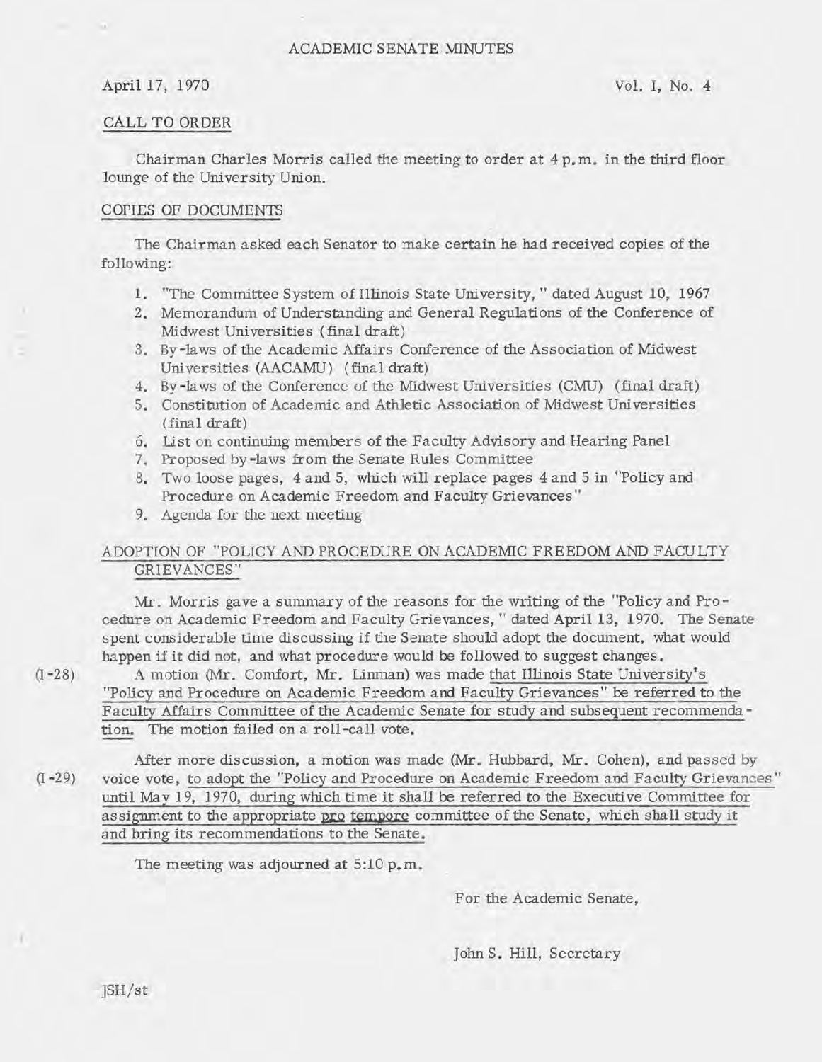# ACADEMIC SENATE MINUTES

April 17, 1970 Vol. I, No. 4

## CALL TO ORDER

Chairman Charles Morris called the meeting to order at 4 p.m. in the third floor lounge of the University Union.

## COPIES OF DOCUMENTS

The Chairman asked each Senator to make certain he had received copies of the following:

1. "The Committee System of Illinois State University," dated August 10, 1967
2. Memorandum of Understanding and General Regulations of the Conference of Midwest Universities (final draft)
3. By-laws of the Academic Affairs Conference of the Association of Midwest Universities (AACAMU) (final draft)
4. By-laws of the Conference of the Midwest Universities (CMU) (final draft)
5. Constitution of Academic and Athletic Association of Midwest Universities (final draft)
6. List on continuing members of the Faculty Advisory and Hearing Panel
7. Proposed by-laws from the Senate Rules Committee
8. Two loose pages, 4 and 5, which will replace pages 4 and 5 in "Policy and Procedure on Academic Freedom and Faculty Grievances"
9. Agenda for the next meeting

## ADOPTION OF "POLICY AND PROCEDURE ON ACADEMIC FREEDOM AND FACULTY GRIEVANCES"

Mr. Morris gave a summary of the reasons for the writing of the "Policy and Procedure on Academic Freedom and Faculty Grievances," dated April 13, 1970. The Senate spent considerable time discussing if the Senate should adopt the document, what would happen if it did not, and what procedure would be followed to suggest changes.

(I-28) A motion (Mr. Comfort, Mr. Linman) was made that Illinois State University's "Policy and Procedure on Academic Freedom and Faculty Grievances" be referred to the Faculty Affairs Committee of the Academic Senate for study and subsequent recommendation. The motion failed on a roll-call vote.

(I-29) After more discussion, a motion was made (Mr. Hubbard, Mr. Cohen), and passed by voice vote, to adopt the "Policy and Procedure on Academic Freedom and Faculty Grievances" until May 19, 1970, during which time it shall be referred to the Executive Committee for assignment to the appropriate *pro tempore* committee of the Senate, which shall study it and bring its recommendations to the Senate.

The meeting was adjourned at 5:10 p.m.

For the Academic Senate,

John S. Hill, Secretary

JSH/st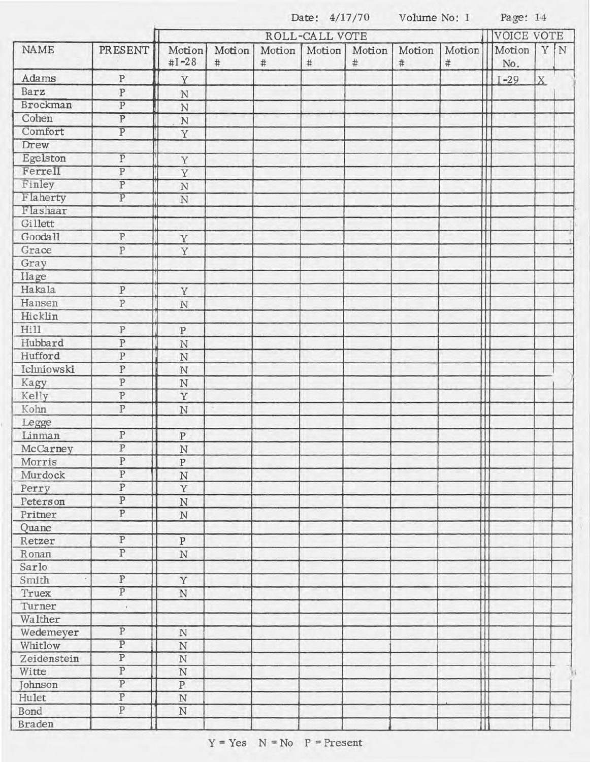Date: 4/17/70 Volume No: I Page: 14

| NAME | PRESENT | ROLL-CALL VOTE | | | | | | | VOICE VOTE | | |
|---|---|---|---|---|---|---|---|---|---|---|---|
| | | Motion #I-28 | Motion # | Motion # | Motion # | Motion # | Motion # | Motion # | Motion No. | Y | N |
| Adams | P | Y | | | | | | | I-29 | X | |
| Barz | P | N | | | | | | | | | |
| Brockman | P | N | | | | | | | | | |
| Cohen | P | N | | | | | | | | | |
| Comfort | P | Y | | | | | | | | | |
| Drew | | | | | | | | | | | |
| Egelston | P | Y | | | | | | | | | |
| Ferrell | P | Y | | | | | | | | | |
| Finley | P | N | | | | | | | | | |
| Flaherty | P | N | | | | | | | | | |
| Flashaar | | | | | | | | | | | |
| Gillett | | | | | | | | | | | |
| Goodall | P | Y | | | | | | | | | |
| Grace | P | Y | | | | | | | | | |
| Gray | | | | | | | | | | | |
| Hage | | | | | | | | | | | |
| Hakala | P | Y | | | | | | | | | |
| Hansen | P | N | | | | | | | | | |
| Hicklin | | | | | | | | | | | |
| Hill | P | P | | | | | | | | | |
| Hubbard | P | N | | | | | | | | | |
| Hufford | P | N | | | | | | | | | |
| Ichniowski | P | N | | | | | | | | | |
| Kagy | P | N | | | | | | | | | |
| Kelly | P | Y | | | | | | | | | |
| Kohn | P | N | | | | | | | | | |
| Legge | | | | | | | | | | | |
| Linman | P | P | | | | | | | | | |
| McCarney | P | N | | | | | | | | | |
| Morris | P | P | | | | | | | | | |
| Murdock | P | N | | | | | | | | | |
| Perry | P | Y | | | | | | | | | |
| Peterson | P | N | | | | | | | | | |
| Pritner | P | N | | | | | | | | | |
| Quane | | | | | | | | | | | |
| Retzer | P | P | | | | | | | | | |
| Ronan | P | N | | | | | | | | | |
| Sarlo | | | | | | | | | | | |
| Smith | P | Y | | | | | | | | | |
| Truex | P | N | | | | | | | | | |
| Turner | | | | | | | | | | | |
| Walther | | | | | | | | | | | |
| Wedemeyer | P | N | | | | | | | | | |
| Whitlow | P | N | | | | | | | | | |
| Zeidenstein | P | N | | | | | | | | | |
| Witte | P | N | | | | | | | | | |
| Johnson | P | P | | | | | | | | | |
| Hulet | P | N | | | | | | | | | |
| Bond | P | N | | | | | | | | | |
| Braden | | | | | | | | | | | |

Y = Yes N = No P = Present